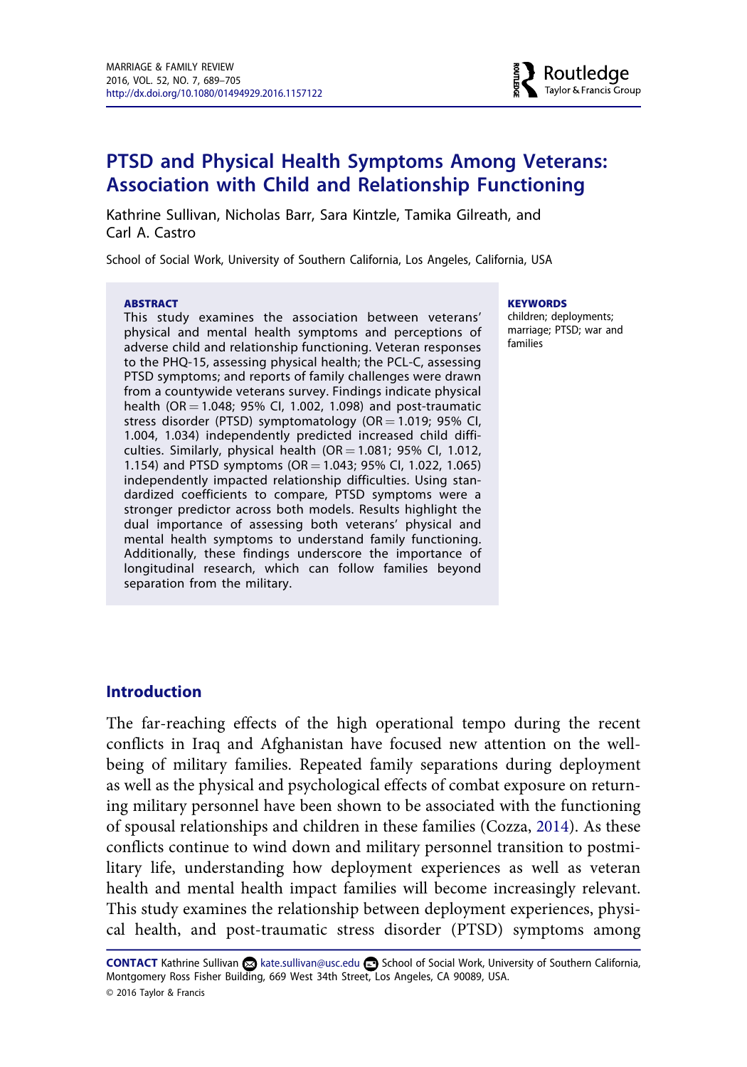# PTSD and Physical Health Symptoms Among Veterans: Association with Child and Relationship Functioning

Kathrine Sullivan, Nicholas Barr, Sara Kintzle, Tamika Gilreath, and Carl A. Castro

School of Social Work, University of Southern California, Los Angeles, California, USA

**ABSTRACT**

This study examines the association between veterans' physical and mental health symptoms and perceptions of adverse child and relationship functioning. Veteran responses to the PHQ-15, assessing physical health; the PCL-C, assessing PTSD symptoms; and reports of family challenges were drawn from a countywide veterans survey. Findings indicate physical health (OR = 1.048; 95% CI, 1.002, 1.098) and post-traumatic stress disorder (PTSD) symptomatology (OR = 1.019; 95% CI, 1.004, 1.034) independently predicted increased child difficulties. Similarly, physical health (OR = 1.081; 95% CI, 1.012, 1.154) and PTSD symptoms (OR = 1.043; 95% CI, 1.022, 1.065) independently impacted relationship difficulties. Using standardized coefficients to compare, PTSD symptoms were a stronger predictor across both models. Results highlight the dual importance of assessing both veterans' physical and mental health symptoms to understand family functioning. Additionally, these findings underscore the importance of longitudinal research, which can follow families beyond separation from the military.

**KEYWORDS**

children; deployments; marriage; PTSD; war and families

## Introduction

The far-reaching effects of the high operational tempo during the recent conflicts in Iraq and Afghanistan have focused new attention on the well-being of military families. Repeated family separations during deployment as well as the physical and psychological effects of combat exposure on returning military personnel have been shown to be associated with the functioning of spousal relationships and children in these families (Cozza, 2014). As these conflicts continue to wind down and military personnel transition to postmilitary life, understanding how deployment experiences as well as veteran health and mental health impact families will become increasingly relevant. This study examines the relationship between deployment experiences, physical health, and post-traumatic stress disorder (PTSD) symptoms among

**CONTACT** Kathrine Sullivan kate.sullivan@usc.edu School of Social Work, University of Southern California, Montgomery Ross Fisher Building, 669 West 34th Street, Los Angeles, CA 90089, USA.

© 2016 Taylor & Francis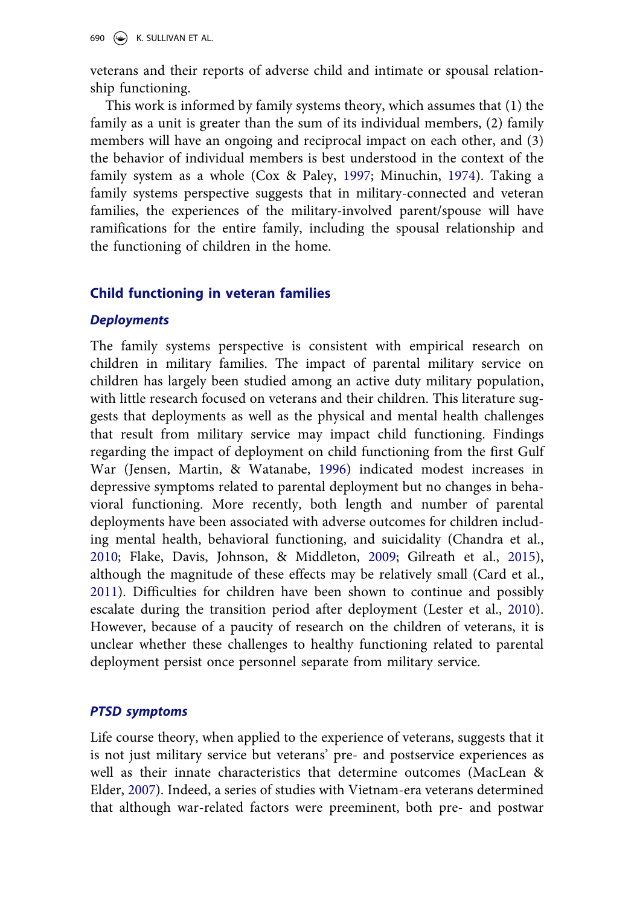veterans and their reports of adverse child and intimate or spousal relationship functioning.

This work is informed by family systems theory, which assumes that (1) the family as a unit is greater than the sum of its individual members, (2) family members will have an ongoing and reciprocal impact on each other, and (3) the behavior of individual members is best understood in the context of the family system as a whole (Cox & Paley, 1997; Minuchin, 1974). Taking a family systems perspective suggests that in military-connected and veteran families, the experiences of the military-involved parent/spouse will have ramifications for the entire family, including the spousal relationship and the functioning of children in the home.

## Child functioning in veteran families

### *Deployments*

The family systems perspective is consistent with empirical research on children in military families. The impact of parental military service on children has largely been studied among an active duty military population, with little research focused on veterans and their children. This literature suggests that deployments as well as the physical and mental health challenges that result from military service may impact child functioning. Findings regarding the impact of deployment on child functioning from the first Gulf War (Jensen, Martin, & Watanabe, 1996) indicated modest increases in depressive symptoms related to parental deployment but no changes in behavioral functioning. More recently, both length and number of parental deployments have been associated with adverse outcomes for children including mental health, behavioral functioning, and suicidality (Chandra et al., 2010; Flake, Davis, Johnson, & Middleton, 2009; Gilreath et al., 2015), although the magnitude of these effects may be relatively small (Card et al., 2011). Difficulties for children have been shown to continue and possibly escalate during the transition period after deployment (Lester et al., 2010). However, because of a paucity of research on the children of veterans, it is unclear whether these challenges to healthy functioning related to parental deployment persist once personnel separate from military service.

### *PTSD symptoms*

Life course theory, when applied to the experience of veterans, suggests that it is not just military service but veterans' pre- and postservice experiences as well as their innate characteristics that determine outcomes (MacLean & Elder, 2007). Indeed, a series of studies with Vietnam-era veterans determined that although war-related factors were preeminent, both pre- and postwar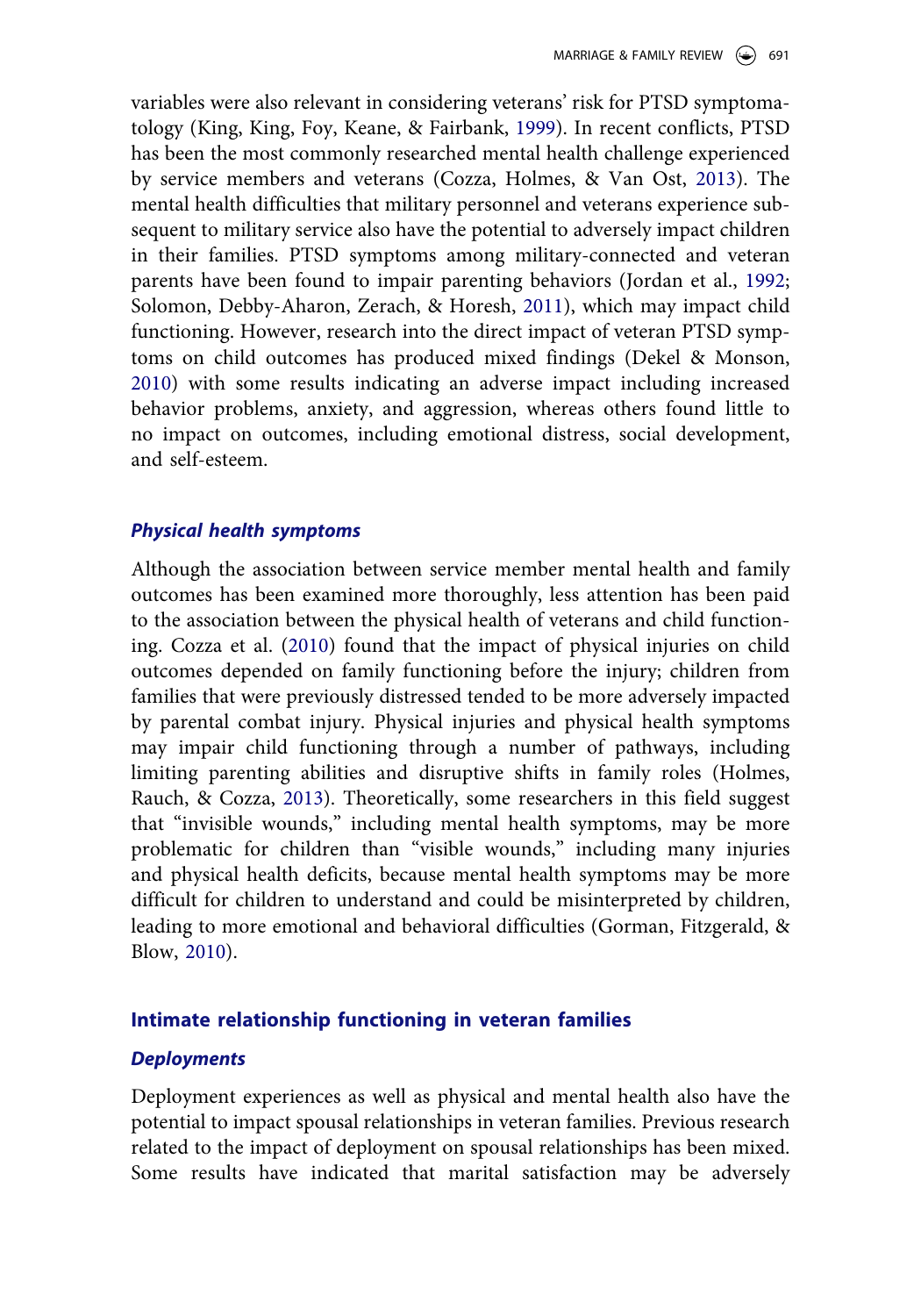variables were also relevant in considering veterans' risk for PTSD symptomatology (King, King, Foy, Keane, & Fairbank, 1999). In recent conflicts, PTSD has been the most commonly researched mental health challenge experienced by service members and veterans (Cozza, Holmes, & Van Ost, 2013). The mental health difficulties that military personnel and veterans experience subsequent to military service also have the potential to adversely impact children in their families. PTSD symptoms among military-connected and veteran parents have been found to impair parenting behaviors (Jordan et al., 1992; Solomon, Debby-Aharon, Zerach, & Horesh, 2011), which may impact child functioning. However, research into the direct impact of veteran PTSD symptoms on child outcomes has produced mixed findings (Dekel & Monson, 2010) with some results indicating an adverse impact including increased behavior problems, anxiety, and aggression, whereas others found little to no impact on outcomes, including emotional distress, social development, and self-esteem.

### *Physical health symptoms*

Although the association between service member mental health and family outcomes has been examined more thoroughly, less attention has been paid to the association between the physical health of veterans and child functioning. Cozza et al. (2010) found that the impact of physical injuries on child outcomes depended on family functioning before the injury; children from families that were previously distressed tended to be more adversely impacted by parental combat injury. Physical injuries and physical health symptoms may impair child functioning through a number of pathways, including limiting parenting abilities and disruptive shifts in family roles (Holmes, Rauch, & Cozza, 2013). Theoretically, some researchers in this field suggest that "invisible wounds," including mental health symptoms, may be more problematic for children than "visible wounds," including many injuries and physical health deficits, because mental health symptoms may be more difficult for children to understand and could be misinterpreted by children, leading to more emotional and behavioral difficulties (Gorman, Fitzgerald, & Blow, 2010).

## Intimate relationship functioning in veteran families

### *Deployments*

Deployment experiences as well as physical and mental health also have the potential to impact spousal relationships in veteran families. Previous research related to the impact of deployment on spousal relationships has been mixed. Some results have indicated that marital satisfaction may be adversely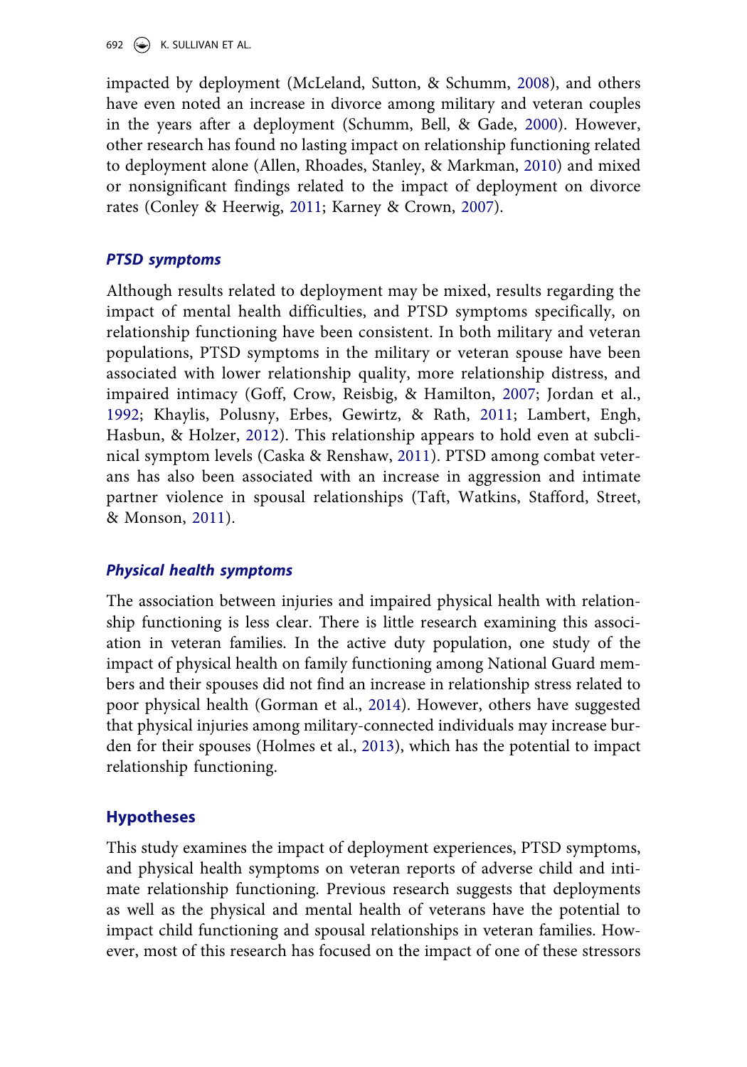impacted by deployment (McLeland, Sutton, & Schumm, 2008), and others have even noted an increase in divorce among military and veteran couples in the years after a deployment (Schumm, Bell, & Gade, 2000). However, other research has found no lasting impact on relationship functioning related to deployment alone (Allen, Rhoades, Stanley, & Markman, 2010) and mixed or nonsignificant findings related to the impact of deployment on divorce rates (Conley & Heerwig, 2011; Karney & Crown, 2007).

### *PTSD symptoms*

Although results related to deployment may be mixed, results regarding the impact of mental health difficulties, and PTSD symptoms specifically, on relationship functioning have been consistent. In both military and veteran populations, PTSD symptoms in the military or veteran spouse have been associated with lower relationship quality, more relationship distress, and impaired intimacy (Goff, Crow, Reisbig, & Hamilton, 2007; Jordan et al., 1992; Khaylis, Polusny, Erbes, Gewirtz, & Rath, 2011; Lambert, Engh, Hasbun, & Holzer, 2012). This relationship appears to hold even at subclinical symptom levels (Caska & Renshaw, 2011). PTSD among combat veterans has also been associated with an increase in aggression and intimate partner violence in spousal relationships (Taft, Watkins, Stafford, Street, & Monson, 2011).

### *Physical health symptoms*

The association between injuries and impaired physical health with relationship functioning is less clear. There is little research examining this association in veteran families. In the active duty population, one study of the impact of physical health on family functioning among National Guard members and their spouses did not find an increase in relationship stress related to poor physical health (Gorman et al., 2014). However, others have suggested that physical injuries among military-connected individuals may increase burden for their spouses (Holmes et al., 2013), which has the potential to impact relationship functioning.

## Hypotheses

This study examines the impact of deployment experiences, PTSD symptoms, and physical health symptoms on veteran reports of adverse child and intimate relationship functioning. Previous research suggests that deployments as well as the physical and mental health of veterans have the potential to impact child functioning and spousal relationships in veteran families. However, most of this research has focused on the impact of one of these stressors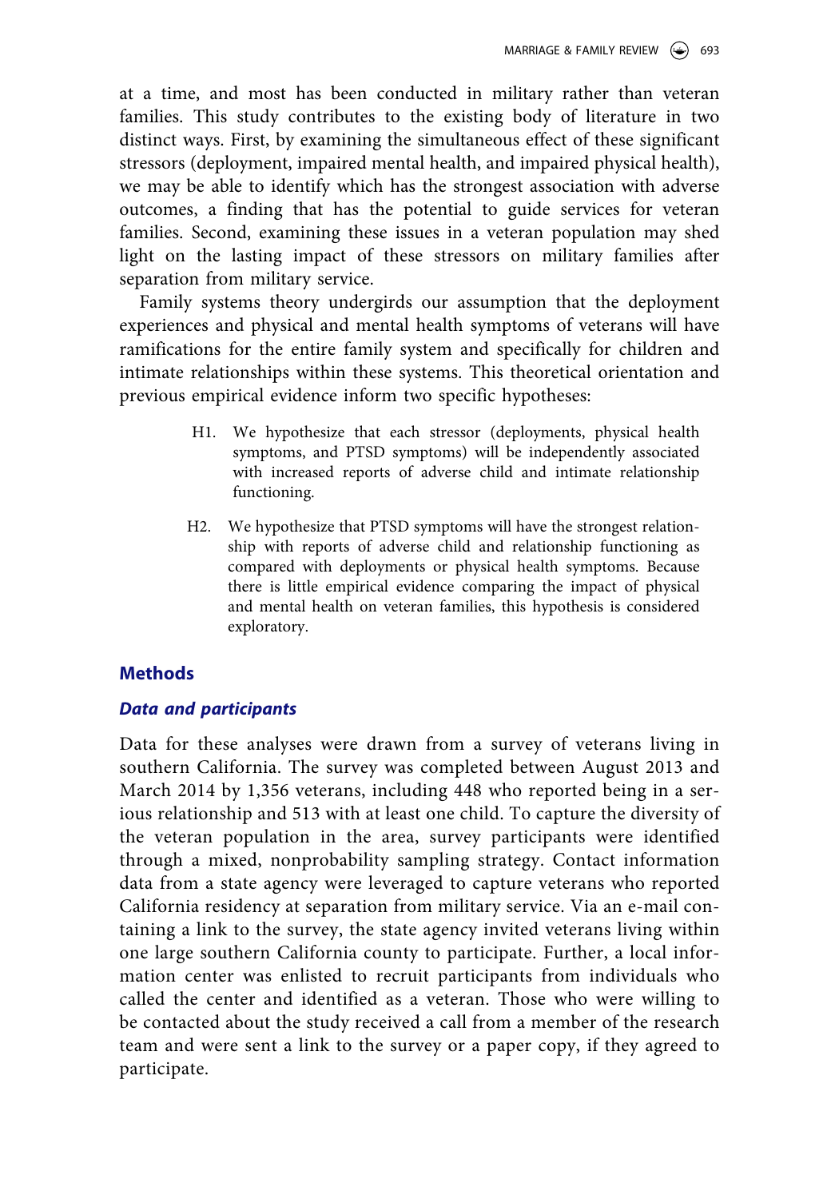at a time, and most has been conducted in military rather than veteran families. This study contributes to the existing body of literature in two distinct ways. First, by examining the simultaneous effect of these significant stressors (deployment, impaired mental health, and impaired physical health), we may be able to identify which has the strongest association with adverse outcomes, a finding that has the potential to guide services for veteran families. Second, examining these issues in a veteran population may shed light on the lasting impact of these stressors on military families after separation from military service.

Family systems theory undergirds our assumption that the deployment experiences and physical and mental health symptoms of veterans will have ramifications for the entire family system and specifically for children and intimate relationships within these systems. This theoretical orientation and previous empirical evidence inform two specific hypotheses:

> H1. We hypothesize that each stressor (deployments, physical health symptoms, and PTSD symptoms) will be independently associated with increased reports of adverse child and intimate relationship functioning.
>
> H2. We hypothesize that PTSD symptoms will have the strongest relationship with reports of adverse child and relationship functioning as compared with deployments or physical health symptoms. Because there is little empirical evidence comparing the impact of physical and mental health on veteran families, this hypothesis is considered exploratory.

## Methods

### *Data and participants*

Data for these analyses were drawn from a survey of veterans living in southern California. The survey was completed between August 2013 and March 2014 by 1,356 veterans, including 448 who reported being in a serious relationship and 513 with at least one child. To capture the diversity of the veteran population in the area, survey participants were identified through a mixed, nonprobability sampling strategy. Contact information data from a state agency were leveraged to capture veterans who reported California residency at separation from military service. Via an e-mail containing a link to the survey, the state agency invited veterans living within one large southern California county to participate. Further, a local information center was enlisted to recruit participants from individuals who called the center and identified as a veteran. Those who were willing to be contacted about the study received a call from a member of the research team and were sent a link to the survey or a paper copy, if they agreed to participate.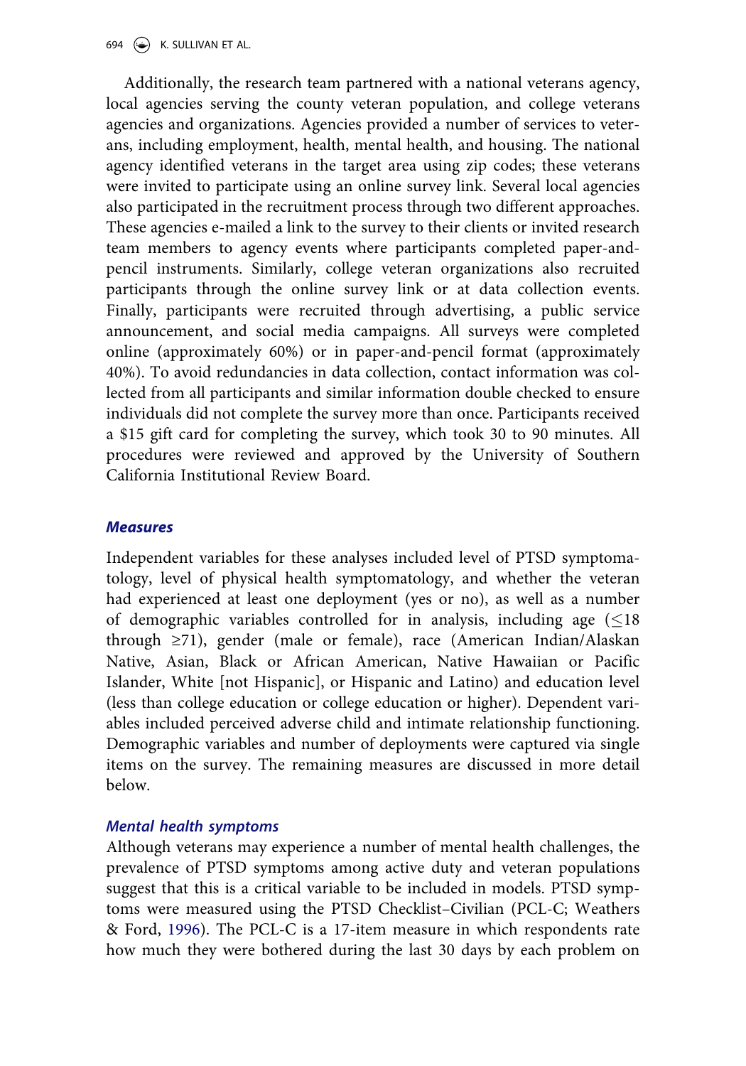Additionally, the research team partnered with a national veterans agency, local agencies serving the county veteran population, and college veterans agencies and organizations. Agencies provided a number of services to veterans, including employment, health, mental health, and housing. The national agency identified veterans in the target area using zip codes; these veterans were invited to participate using an online survey link. Several local agencies also participated in the recruitment process through two different approaches. These agencies e-mailed a link to the survey to their clients or invited research team members to agency events where participants completed paper-and-pencil instruments. Similarly, college veteran organizations also recruited participants through the online survey link or at data collection events. Finally, participants were recruited through advertising, a public service announcement, and social media campaigns. All surveys were completed online (approximately 60%) or in paper-and-pencil format (approximately 40%). To avoid redundancies in data collection, contact information was collected from all participants and similar information double checked to ensure individuals did not complete the survey more than once. Participants received a $15 gift card for completing the survey, which took 30 to 90 minutes. All procedures were reviewed and approved by the University of Southern California Institutional Review Board.

### *Measures*

Independent variables for these analyses included level of PTSD symptomatology, level of physical health symptomatology, and whether the veteran had experienced at least one deployment (yes or no), as well as a number of demographic variables controlled for in analysis, including age ($\leq$18 through $\geq$71), gender (male or female), race (American Indian/Alaskan Native, Asian, Black or African American, Native Hawaiian or Pacific Islander, White [not Hispanic], or Hispanic and Latino) and education level (less than college education or college education or higher). Dependent variables included perceived adverse child and intimate relationship functioning. Demographic variables and number of deployments were captured via single items on the survey. The remaining measures are discussed in more detail below.

#### *Mental health symptoms*

Although veterans may experience a number of mental health challenges, the prevalence of PTSD symptoms among active duty and veteran populations suggest that this is a critical variable to be included in models. PTSD symptoms were measured using the PTSD Checklist–Civilian (PCL-C; Weathers & Ford, 1996). The PCL-C is a 17-item measure in which respondents rate how much they were bothered during the last 30 days by each problem on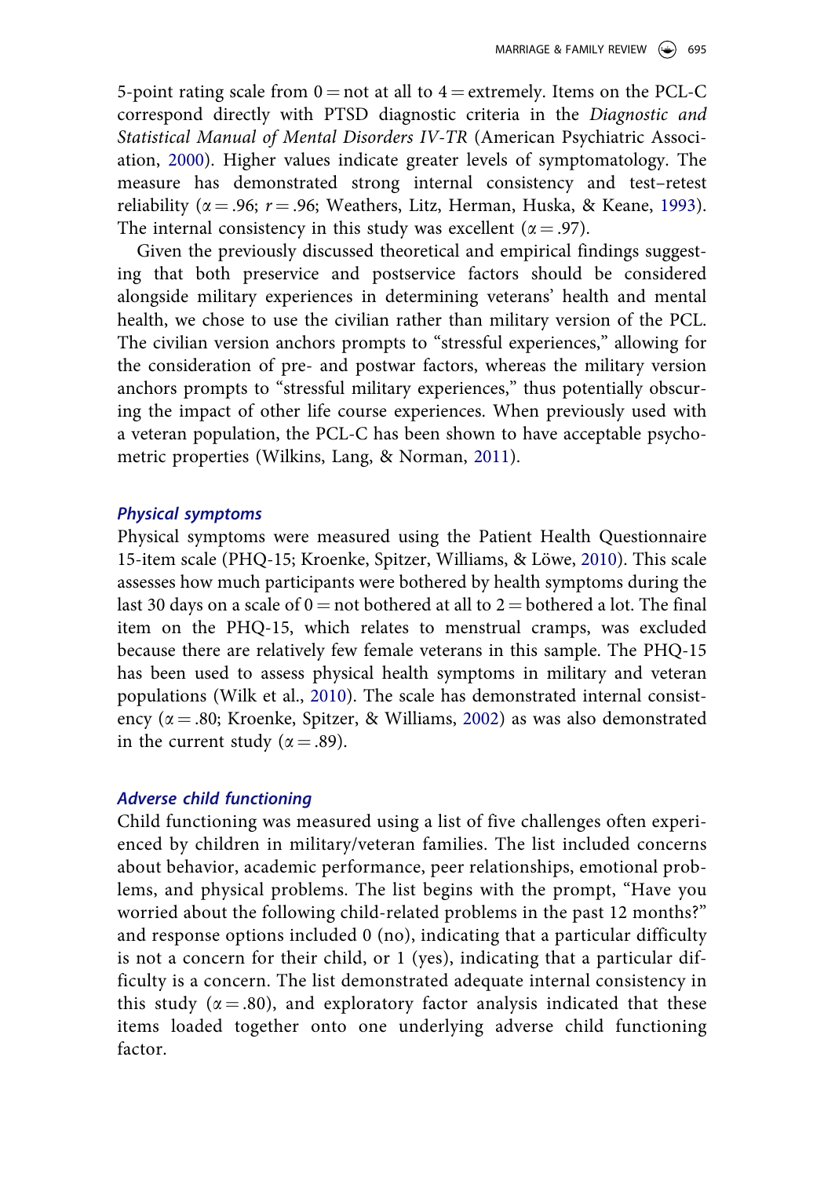5-point rating scale from 0 = not at all to 4 = extremely. Items on the PCL-C correspond directly with PTSD diagnostic criteria in the *Diagnostic and Statistical Manual of Mental Disorders IV-TR* (American Psychiatric Association, 2000). Higher values indicate greater levels of symptomatology. The measure has demonstrated strong internal consistency and test–retest reliability ($\alpha = .96$; $r = .96$; Weathers, Litz, Herman, Huska, & Keane, 1993). The internal consistency in this study was excellent ($\alpha = .97$).

Given the previously discussed theoretical and empirical findings suggesting that both preservice and postservice factors should be considered alongside military experiences in determining veterans' health and mental health, we chose to use the civilian rather than military version of the PCL. The civilian version anchors prompts to "stressful experiences," allowing for the consideration of pre- and postwar factors, whereas the military version anchors prompts to "stressful military experiences," thus potentially obscuring the impact of other life course experiences. When previously used with a veteran population, the PCL-C has been shown to have acceptable psychometric properties (Wilkins, Lang, & Norman, 2011).

### *Physical symptoms*

Physical symptoms were measured using the Patient Health Questionnaire 15-item scale (PHQ-15; Kroenke, Spitzer, Williams, & Löwe, 2010). This scale assesses how much participants were bothered by health symptoms during the last 30 days on a scale of 0 = not bothered at all to 2 = bothered a lot. The final item on the PHQ-15, which relates to menstrual cramps, was excluded because there are relatively few female veterans in this sample. The PHQ-15 has been used to assess physical health symptoms in military and veteran populations (Wilk et al., 2010). The scale has demonstrated internal consistency ($\alpha = .80$; Kroenke, Spitzer, & Williams, 2002) as was also demonstrated in the current study ($\alpha = .89$).

### *Adverse child functioning*

Child functioning was measured using a list of five challenges often experienced by children in military/veteran families. The list included concerns about behavior, academic performance, peer relationships, emotional problems, and physical problems. The list begins with the prompt, "Have you worried about the following child-related problems in the past 12 months?" and response options included 0 (no), indicating that a particular difficulty is not a concern for their child, or 1 (yes), indicating that a particular difficulty is a concern. The list demonstrated adequate internal consistency in this study ($\alpha = .80$), and exploratory factor analysis indicated that these items loaded together onto one underlying adverse child functioning factor.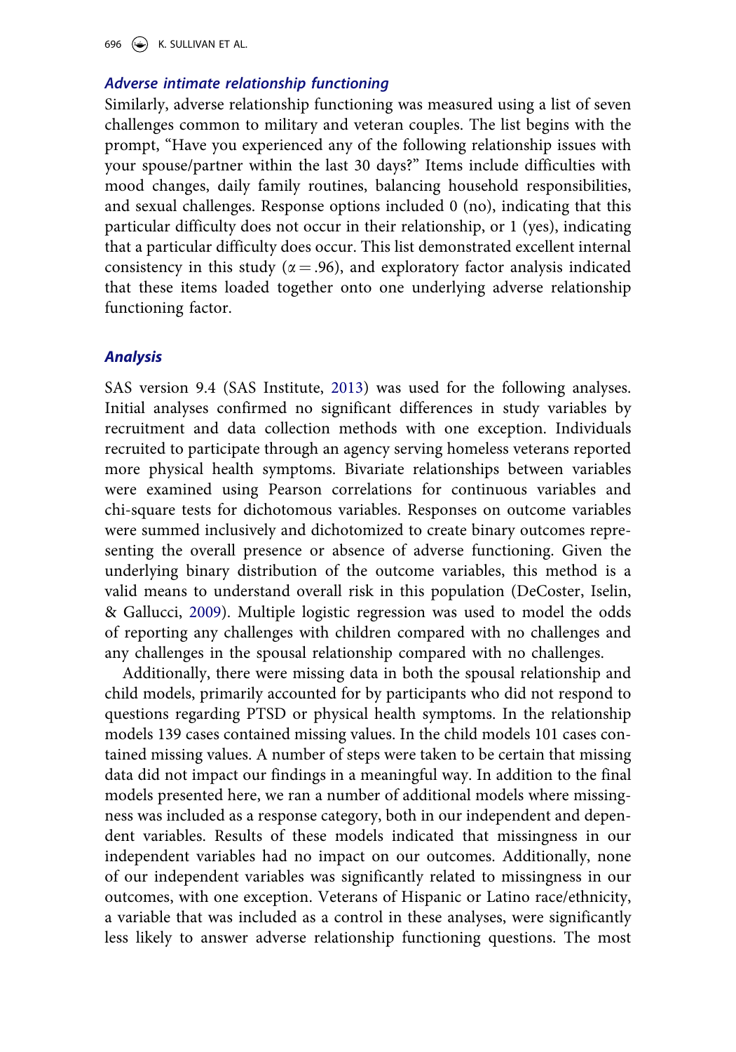### *Adverse intimate relationship functioning*

Similarly, adverse relationship functioning was measured using a list of seven challenges common to military and veteran couples. The list begins with the prompt, "Have you experienced any of the following relationship issues with your spouse/partner within the last 30 days?" Items include difficulties with mood changes, daily family routines, balancing household responsibilities, and sexual challenges. Response options included 0 (no), indicating that this particular difficulty does not occur in their relationship, or 1 (yes), indicating that a particular difficulty does occur. This list demonstrated excellent internal consistency in this study ($\alpha = .96$), and exploratory factor analysis indicated that these items loaded together onto one underlying adverse relationship functioning factor.

### *Analysis*

SAS version 9.4 (SAS Institute, 2013) was used for the following analyses. Initial analyses confirmed no significant differences in study variables by recruitment and data collection methods with one exception. Individuals recruited to participate through an agency serving homeless veterans reported more physical health symptoms. Bivariate relationships between variables were examined using Pearson correlations for continuous variables and chi-square tests for dichotomous variables. Responses on outcome variables were summed inclusively and dichotomized to create binary outcomes representing the overall presence or absence of adverse functioning. Given the underlying binary distribution of the outcome variables, this method is a valid means to understand overall risk in this population (DeCoster, Iselin, & Gallucci, 2009). Multiple logistic regression was used to model the odds of reporting any challenges with children compared with no challenges and any challenges in the spousal relationship compared with no challenges.

Additionally, there were missing data in both the spousal relationship and child models, primarily accounted for by participants who did not respond to questions regarding PTSD or physical health symptoms. In the relationship models 139 cases contained missing values. In the child models 101 cases contained missing values. A number of steps were taken to be certain that missing data did not impact our findings in a meaningful way. In addition to the final models presented here, we ran a number of additional models where missingness was included as a response category, both in our independent and dependent variables. Results of these models indicated that missingness in our independent variables had no impact on our outcomes. Additionally, none of our independent variables was significantly related to missingness in our outcomes, with one exception. Veterans of Hispanic or Latino race/ethnicity, a variable that was included as a control in these analyses, were significantly less likely to answer adverse relationship functioning questions. The most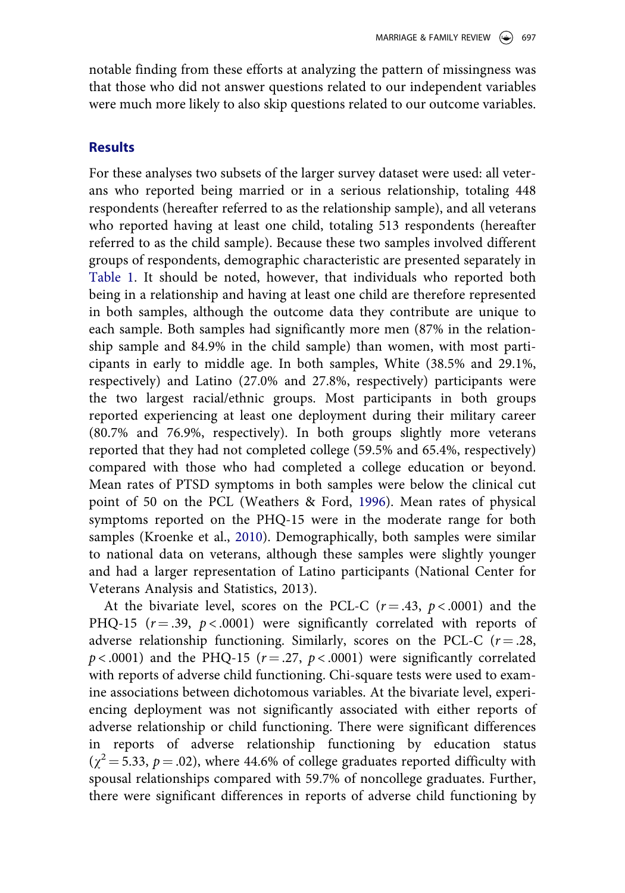notable finding from these efforts at analyzing the pattern of missingness was that those who did not answer questions related to our independent variables were much more likely to also skip questions related to our outcome variables.

## Results

For these analyses two subsets of the larger survey dataset were used: all veterans who reported being married or in a serious relationship, totaling 448 respondents (hereafter referred to as the relationship sample), and all veterans who reported having at least one child, totaling 513 respondents (hereafter referred to as the child sample). Because these two samples involved different groups of respondents, demographic characteristic are presented separately in Table 1. It should be noted, however, that individuals who reported both being in a relationship and having at least one child are therefore represented in both samples, although the outcome data they contribute are unique to each sample. Both samples had significantly more men (87% in the relationship sample and 84.9% in the child sample) than women, with most participants in early to middle age. In both samples, White (38.5% and 29.1%, respectively) and Latino (27.0% and 27.8%, respectively) participants were the two largest racial/ethnic groups. Most participants in both groups reported experiencing at least one deployment during their military career (80.7% and 76.9%, respectively). In both groups slightly more veterans reported that they had not completed college (59.5% and 65.4%, respectively) compared with those who had completed a college education or beyond. Mean rates of PTSD symptoms in both samples were below the clinical cut point of 50 on the PCL (Weathers & Ford, 1996). Mean rates of physical symptoms reported on the PHQ-15 were in the moderate range for both samples (Kroenke et al., 2010). Demographically, both samples were similar to national data on veterans, although these samples were slightly younger and had a larger representation of Latino participants (National Center for Veterans Analysis and Statistics, 2013).

At the bivariate level, scores on the PCL-C ($r = .43$, $p < .0001$) and the PHQ-15 ($r = .39$, $p < .0001$) were significantly correlated with reports of adverse relationship functioning. Similarly, scores on the PCL-C ($r = .28$, $p < .0001$) and the PHQ-15 ($r = .27$, $p < .0001$) were significantly correlated with reports of adverse child functioning. Chi-square tests were used to examine associations between dichotomous variables. At the bivariate level, experiencing deployment was not significantly associated with either reports of adverse relationship or child functioning. There were significant differences in reports of adverse relationship functioning by education status ($\chi^2 = 5.33$, $p = .02$), where 44.6% of college graduates reported difficulty with spousal relationships compared with 59.7% of noncollege graduates. Further, there were significant differences in reports of adverse child functioning by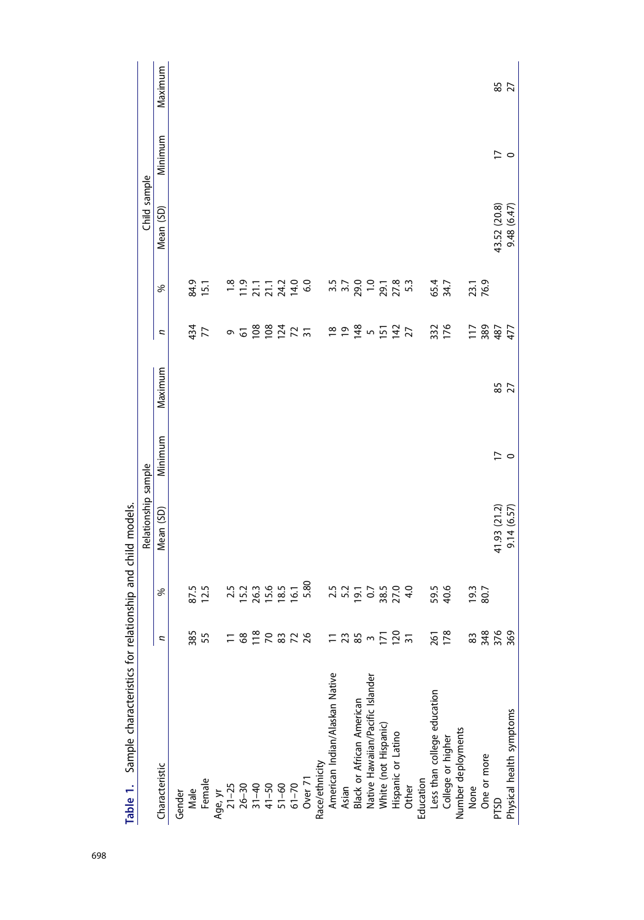**Table 1.** Sample characteristics for relationship and child models.

| Characteristic | Relationship sample | | | | | Child sample | | | | |
|---|---|---|---|---|---|---|---|---|---|---|
| | *n* | % | Mean (SD) | Minimum | Maximum | *n* | % | Mean (SD) | Minimum | Maximum |
| Gender | | | | | | | | | | |
| Male | 385 | 87.5 | | | | 434 | 84.9 | | | |
| Female | 55 | 12.5 | | | | 77 | 15.1 | | | |
| Age, yr | | | | | | | | | | |
| 21–25 | 11 | 2.5 | | | | 9 | 1.8 | | | |
| 26–30 | 68 | 15.2 | | | | 61 | 11.9 | | | |
| 31–40 | 118 | 26.3 | | | | 108 | 21.1 | | | |
| 41–50 | 70 | 15.6 | | | | 108 | 21.1 | | | |
| 51–60 | 83 | 18.5 | | | | 124 | 24.2 | | | |
| 61–70 | 72 | 16.1 | | | | 72 | 14.0 | | | |
| Over 71 | 26 | 5.80 | | | | 31 | 6.0 | | | |
| Race/ethnicity | | | | | | | | | | |
| American Indian/Alaskan Native | 11 | 2.5 | | | | 18 | 3.5 | | | |
| Asian | 23 | 5.2 | | | | 19 | 3.7 | | | |
| Black or African American | 85 | 19.1 | | | | 148 | 29.0 | | | |
| Native Hawaiian/Pacific Islander | 3 | 0.7 | | | | 5 | 1.0 | | | |
| White (not Hispanic) | 171 | 38.5 | | | | 151 | 29.1 | | | |
| Hispanic or Latino | 120 | 27.0 | | | | 142 | 27.8 | | | |
| Other | 31 | 4.0 | | | | 27 | 5.3 | | | |
| Education | | | | | | | | | | |
| Less than college education | 261 | 59.5 | | | | 332 | 65.4 | | | |
| College or higher | 178 | 40.6 | | | | 176 | 34.7 | | | |
| Number deployments | | | | | | | | | | |
| None | 83 | 19.3 | | | | 117 | 23.1 | | | |
| One or more | 348 | 80.7 | | | | 389 | 76.9 | | | |
| PTSD | 376 | | 41.93 (21.2) | 17 | 85 | 487 | | 43.52 (20.8) | 17 | 85 |
| Physical health symptoms | 369 | | 9.14 (6.57) | 0 | 27 | 477 | | 9.48 (6.47) | 0 | 27 |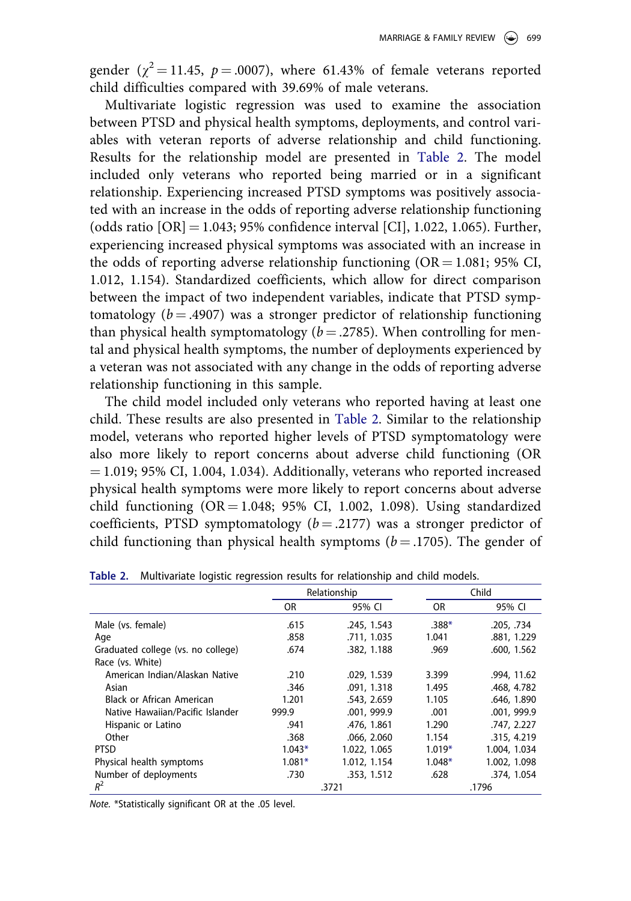gender ($\chi^2 = 11.45$, $p = .0007$), where 61.43% of female veterans reported child difficulties compared with 39.69% of male veterans.

Multivariate logistic regression was used to examine the association between PTSD and physical health symptoms, deployments, and control variables with veteran reports of adverse relationship and child functioning. Results for the relationship model are presented in Table 2. The model included only veterans who reported being married or in a significant relationship. Experiencing increased PTSD symptoms was positively associated with an increase in the odds of reporting adverse relationship functioning (odds ratio [OR] = 1.043; 95% confidence interval [CI], 1.022, 1.065). Further, experiencing increased physical symptoms was associated with an increase in the odds of reporting adverse relationship functioning (OR = 1.081; 95% CI, 1.012, 1.154). Standardized coefficients, which allow for direct comparison between the impact of two independent variables, indicate that PTSD symptomatology ($b = .4907$) was a stronger predictor of relationship functioning than physical health symptomatology ($b = .2785$). When controlling for mental and physical health symptoms, the number of deployments experienced by a veteran was not associated with any change in the odds of reporting adverse relationship functioning in this sample.

The child model included only veterans who reported having at least one child. These results are also presented in Table 2. Similar to the relationship model, veterans who reported higher levels of PTSD symptomatology were also more likely to report concerns about adverse child functioning (OR = 1.019; 95% CI, 1.004, 1.034). Additionally, veterans who reported increased physical health symptoms were more likely to report concerns about adverse child functioning (OR = 1.048; 95% CI, 1.002, 1.098). Using standardized coefficients, PTSD symptomatology ($b = .2177$) was a stronger predictor of child functioning than physical health symptoms ($b = .1705$). The gender of

**Table 2.** Multivariate logistic regression results for relationship and child models.

| | Relationship | | Child | |
|---|---|---|---|---|
| | OR | 95% CI | OR | 95% CI |
| Male (vs. female) | .615 | .245, 1.543 | .388* | .205, .734 |
| Age | .858 | .711, 1.035 | 1.041 | .881, 1.229 |
| Graduated college (vs. no college) | .674 | .382, 1.188 | .969 | .600, 1.562 |
| Race (vs. White) | | | | |
| American Indian/Alaskan Native | .210 | .029, 1.539 | 3.399 | .994, 11.62 |
| Asian | .346 | .091, 1.318 | 1.495 | .468, 4.782 |
| Black or African American | 1.201 | .543, 2.659 | 1.105 | .646, 1.890 |
| Native Hawaiian/Pacific Islander | 999.9 | .001, 999.9 | .001 | .001, 999.9 |
| Hispanic or Latino | .941 | .476, 1.861 | 1.290 | .747, 2.227 |
| Other | .368 | .066, 2.060 | 1.154 | .315, 4.219 |
| PTSD | 1.043* | 1.022, 1.065 | 1.019* | 1.004, 1.034 |
| Physical health symptoms | 1.081* | 1.012, 1.154 | 1.048* | 1.002, 1.098 |
| Number of deployments | .730 | .353, 1.512 | .628 | .374, 1.054 |
| $R^2$ | .3721 | | .1796 | |

*Note.* *Statistically significant OR at the .05 level.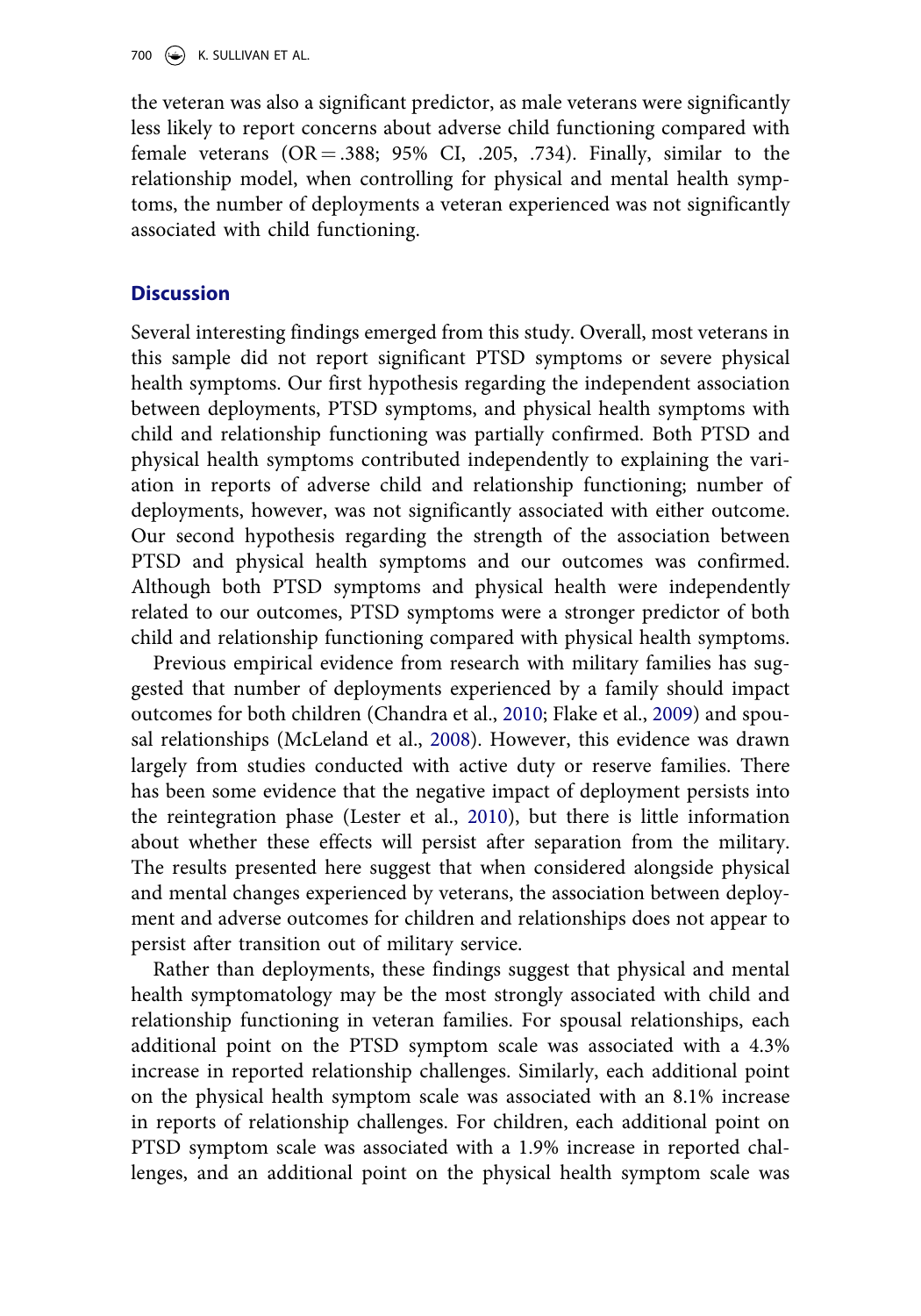the veteran was also a significant predictor, as male veterans were significantly less likely to report concerns about adverse child functioning compared with female veterans (OR = .388; 95% CI, .205, .734). Finally, similar to the relationship model, when controlling for physical and mental health symptoms, the number of deployments a veteran experienced was not significantly associated with child functioning.

## Discussion

Several interesting findings emerged from this study. Overall, most veterans in this sample did not report significant PTSD symptoms or severe physical health symptoms. Our first hypothesis regarding the independent association between deployments, PTSD symptoms, and physical health symptoms with child and relationship functioning was partially confirmed. Both PTSD and physical health symptoms contributed independently to explaining the variation in reports of adverse child and relationship functioning; number of deployments, however, was not significantly associated with either outcome. Our second hypothesis regarding the strength of the association between PTSD and physical health symptoms and our outcomes was confirmed. Although both PTSD symptoms and physical health were independently related to our outcomes, PTSD symptoms were a stronger predictor of both child and relationship functioning compared with physical health symptoms.

Previous empirical evidence from research with military families has suggested that number of deployments experienced by a family should impact outcomes for both children (Chandra et al., 2010; Flake et al., 2009) and spousal relationships (McLeland et al., 2008). However, this evidence was drawn largely from studies conducted with active duty or reserve families. There has been some evidence that the negative impact of deployment persists into the reintegration phase (Lester et al., 2010), but there is little information about whether these effects will persist after separation from the military. The results presented here suggest that when considered alongside physical and mental changes experienced by veterans, the association between deployment and adverse outcomes for children and relationships does not appear to persist after transition out of military service.

Rather than deployments, these findings suggest that physical and mental health symptomatology may be the most strongly associated with child and relationship functioning in veteran families. For spousal relationships, each additional point on the PTSD symptom scale was associated with a 4.3% increase in reported relationship challenges. Similarly, each additional point on the physical health symptom scale was associated with an 8.1% increase in reports of relationship challenges. For children, each additional point on PTSD symptom scale was associated with a 1.9% increase in reported challenges, and an additional point on the physical health symptom scale was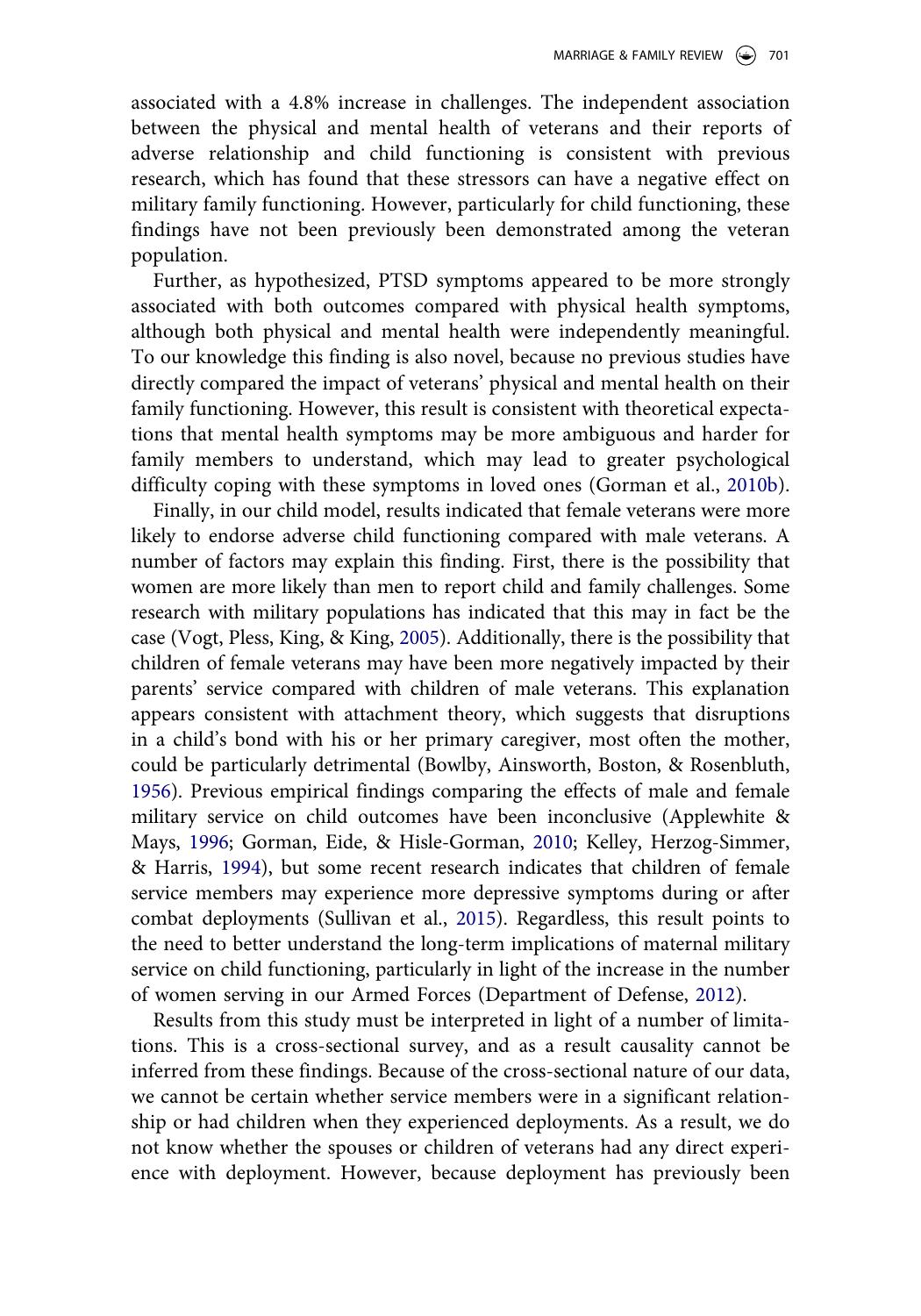associated with a 4.8% increase in challenges. The independent association between the physical and mental health of veterans and their reports of adverse relationship and child functioning is consistent with previous research, which has found that these stressors can have a negative effect on military family functioning. However, particularly for child functioning, these findings have not been previously been demonstrated among the veteran population.

Further, as hypothesized, PTSD symptoms appeared to be more strongly associated with both outcomes compared with physical health symptoms, although both physical and mental health were independently meaningful. To our knowledge this finding is also novel, because no previous studies have directly compared the impact of veterans' physical and mental health on their family functioning. However, this result is consistent with theoretical expectations that mental health symptoms may be more ambiguous and harder for family members to understand, which may lead to greater psychological difficulty coping with these symptoms in loved ones (Gorman et al., 2010b).

Finally, in our child model, results indicated that female veterans were more likely to endorse adverse child functioning compared with male veterans. A number of factors may explain this finding. First, there is the possibility that women are more likely than men to report child and family challenges. Some research with military populations has indicated that this may in fact be the case (Vogt, Pless, King, & King, 2005). Additionally, there is the possibility that children of female veterans may have been more negatively impacted by their parents' service compared with children of male veterans. This explanation appears consistent with attachment theory, which suggests that disruptions in a child's bond with his or her primary caregiver, most often the mother, could be particularly detrimental (Bowlby, Ainsworth, Boston, & Rosenbluth, 1956). Previous empirical findings comparing the effects of male and female military service on child outcomes have been inconclusive (Applewhite & Mays, 1996; Gorman, Eide, & Hisle-Gorman, 2010; Kelley, Herzog-Simmer, & Harris, 1994), but some recent research indicates that children of female service members may experience more depressive symptoms during or after combat deployments (Sullivan et al., 2015). Regardless, this result points to the need to better understand the long-term implications of maternal military service on child functioning, particularly in light of the increase in the number of women serving in our Armed Forces (Department of Defense, 2012).

Results from this study must be interpreted in light of a number of limitations. This is a cross-sectional survey, and as a result causality cannot be inferred from these findings. Because of the cross-sectional nature of our data, we cannot be certain whether service members were in a significant relationship or had children when they experienced deployments. As a result, we do not know whether the spouses or children of veterans had any direct experience with deployment. However, because deployment has previously been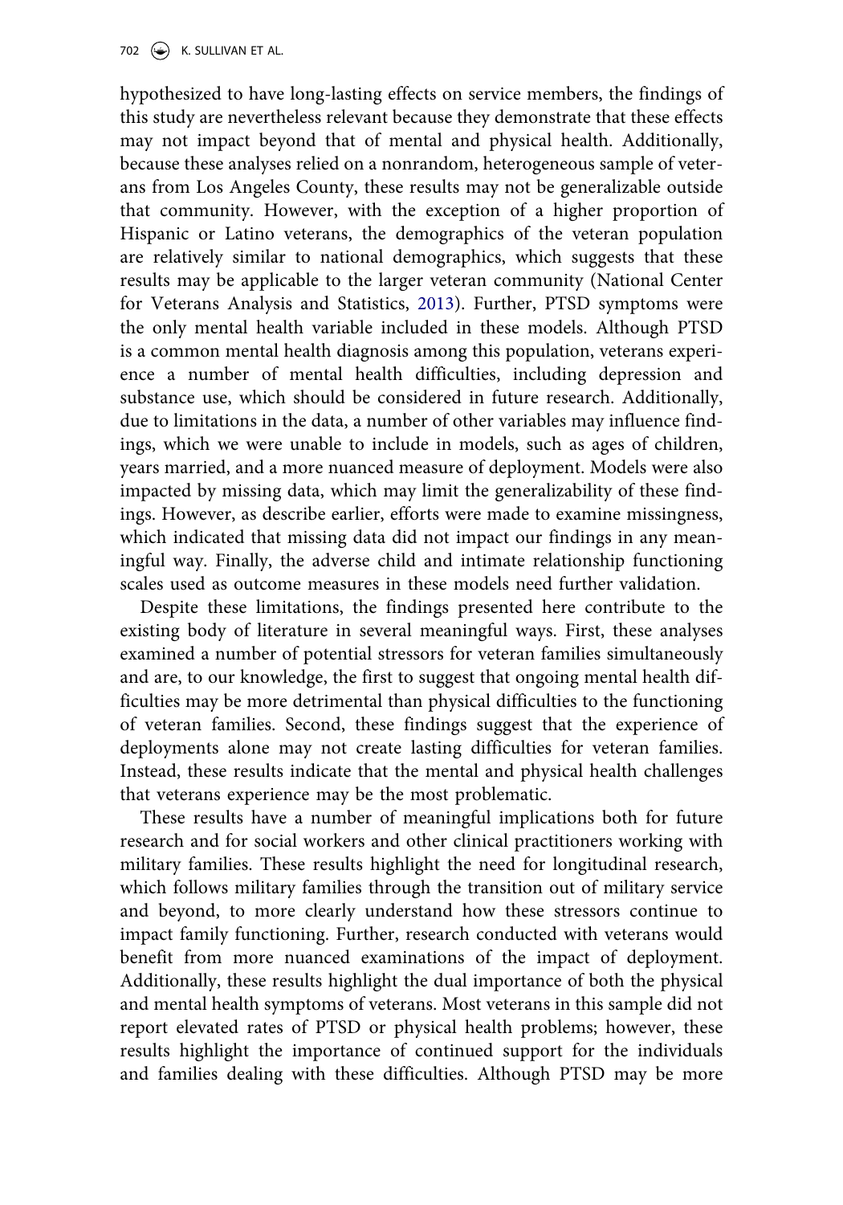hypothesized to have long-lasting effects on service members, the findings of this study are nevertheless relevant because they demonstrate that these effects may not impact beyond that of mental and physical health. Additionally, because these analyses relied on a nonrandom, heterogeneous sample of veterans from Los Angeles County, these results may not be generalizable outside that community. However, with the exception of a higher proportion of Hispanic or Latino veterans, the demographics of the veteran population are relatively similar to national demographics, which suggests that these results may be applicable to the larger veteran community (National Center for Veterans Analysis and Statistics, 2013). Further, PTSD symptoms were the only mental health variable included in these models. Although PTSD is a common mental health diagnosis among this population, veterans experience a number of mental health difficulties, including depression and substance use, which should be considered in future research. Additionally, due to limitations in the data, a number of other variables may influence findings, which we were unable to include in models, such as ages of children, years married, and a more nuanced measure of deployment. Models were also impacted by missing data, which may limit the generalizability of these findings. However, as describe earlier, efforts were made to examine missingness, which indicated that missing data did not impact our findings in any meaningful way. Finally, the adverse child and intimate relationship functioning scales used as outcome measures in these models need further validation.

Despite these limitations, the findings presented here contribute to the existing body of literature in several meaningful ways. First, these analyses examined a number of potential stressors for veteran families simultaneously and are, to our knowledge, the first to suggest that ongoing mental health difficulties may be more detrimental than physical difficulties to the functioning of veteran families. Second, these findings suggest that the experience of deployments alone may not create lasting difficulties for veteran families. Instead, these results indicate that the mental and physical health challenges that veterans experience may be the most problematic.

These results have a number of meaningful implications both for future research and for social workers and other clinical practitioners working with military families. These results highlight the need for longitudinal research, which follows military families through the transition out of military service and beyond, to more clearly understand how these stressors continue to impact family functioning. Further, research conducted with veterans would benefit from more nuanced examinations of the impact of deployment. Additionally, these results highlight the dual importance of both the physical and mental health symptoms of veterans. Most veterans in this sample did not report elevated rates of PTSD or physical health problems; however, these results highlight the importance of continued support for the individuals and families dealing with these difficulties. Although PTSD may be more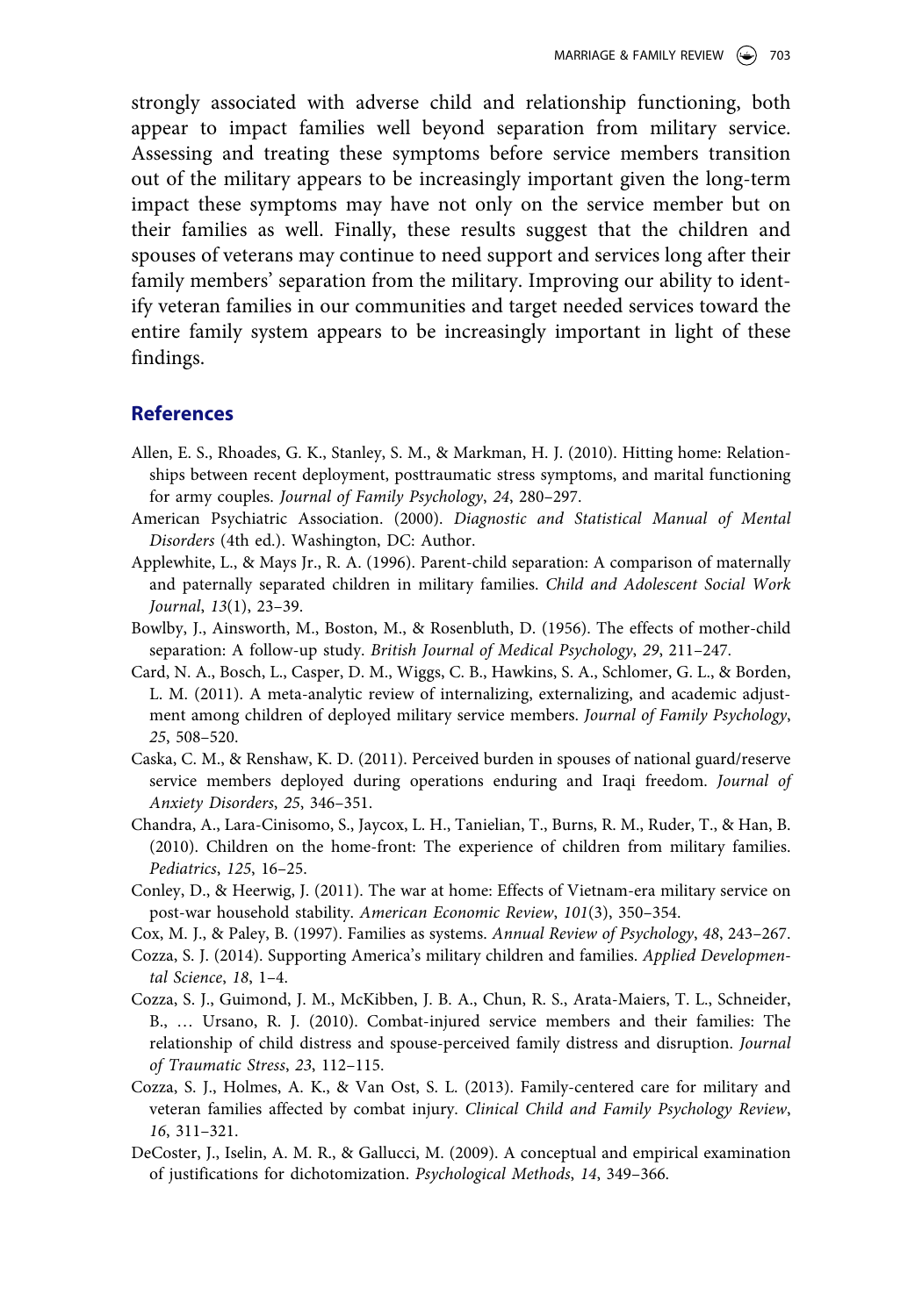strongly associated with adverse child and relationship functioning, both appear to impact families well beyond separation from military service. Assessing and treating these symptoms before service members transition out of the military appears to be increasingly important given the long-term impact these symptoms may have not only on the service member but on their families as well. Finally, these results suggest that the children and spouses of veterans may continue to need support and services long after their family members' separation from the military. Improving our ability to identify veteran families in our communities and target needed services toward the entire family system appears to be increasingly important in light of these findings.

## References

Allen, E. S., Rhoades, G. K., Stanley, S. M., & Markman, H. J. (2010). Hitting home: Relationships between recent deployment, posttraumatic stress symptoms, and marital functioning for army couples. *Journal of Family Psychology*, *24*, 280–297.

American Psychiatric Association. (2000). *Diagnostic and Statistical Manual of Mental Disorders* (4th ed.). Washington, DC: Author.

Applewhite, L., & Mays Jr., R. A. (1996). Parent-child separation: A comparison of maternally and paternally separated children in military families. *Child and Adolescent Social Work Journal*, *13*(1), 23–39.

Bowlby, J., Ainsworth, M., Boston, M., & Rosenbluth, D. (1956). The effects of mother-child separation: A follow-up study. *British Journal of Medical Psychology*, *29*, 211–247.

Card, N. A., Bosch, L., Casper, D. M., Wiggs, C. B., Hawkins, S. A., Schlomer, G. L., & Borden, L. M. (2011). A meta-analytic review of internalizing, externalizing, and academic adjustment among children of deployed military service members. *Journal of Family Psychology*, *25*, 508–520.

Caska, C. M., & Renshaw, K. D. (2011). Perceived burden in spouses of national guard/reserve service members deployed during operations enduring and Iraqi freedom. *Journal of Anxiety Disorders*, *25*, 346–351.

Chandra, A., Lara-Cinisomo, S., Jaycox, L. H., Tanielian, T., Burns, R. M., Ruder, T., & Han, B. (2010). Children on the home-front: The experience of children from military families. *Pediatrics*, *125*, 16–25.

Conley, D., & Heerwig, J. (2011). The war at home: Effects of Vietnam-era military service on post-war household stability. *American Economic Review*, *101*(3), 350–354.

Cox, M. J., & Paley, B. (1997). Families as systems. *Annual Review of Psychology*, *48*, 243–267.

Cozza, S. J. (2014). Supporting America's military children and families. *Applied Developmental Science*, *18*, 1–4.

Cozza, S. J., Guimond, J. M., McKibben, J. B. A., Chun, R. S., Arata-Maiers, T. L., Schneider, B., … Ursano, R. J. (2010). Combat-injured service members and their families: The relationship of child distress and spouse-perceived family distress and disruption. *Journal of Traumatic Stress*, *23*, 112–115.

Cozza, S. J., Holmes, A. K., & Van Ost, S. L. (2013). Family-centered care for military and veteran families affected by combat injury. *Clinical Child and Family Psychology Review*, *16*, 311–321.

DeCoster, J., Iselin, A. M. R., & Gallucci, M. (2009). A conceptual and empirical examination of justifications for dichotomization. *Psychological Methods*, *14*, 349–366.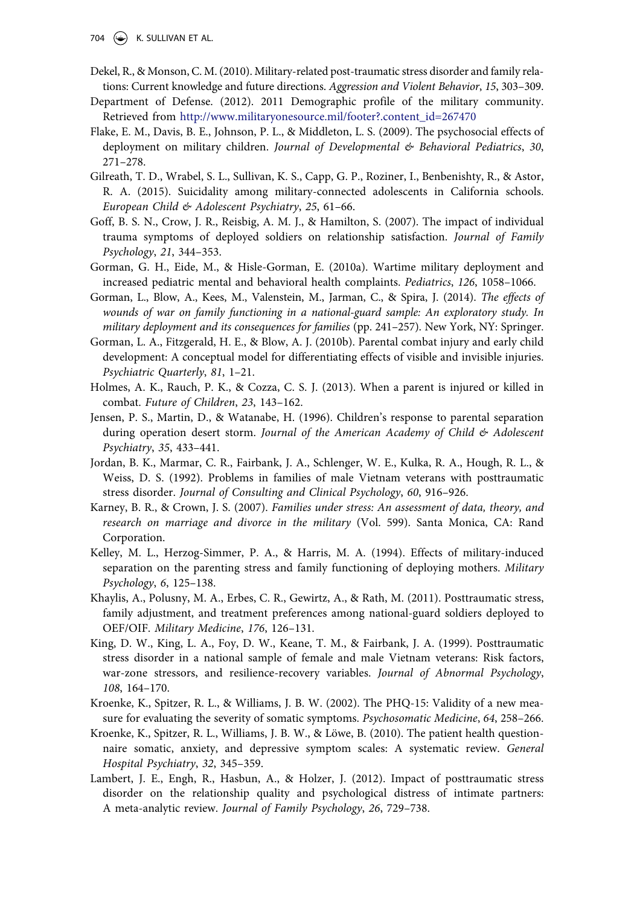Dekel, R., & Monson, C. M. (2010). Military-related post-traumatic stress disorder and family relations: Current knowledge and future directions. *Aggression and Violent Behavior*, *15*, 303–309.

Department of Defense. (2012). 2011 Demographic profile of the military community. Retrieved from http://www.militaryonesource.mil/footer?.content_id=267470

Flake, E. M., Davis, B. E., Johnson, P. L., & Middleton, L. S. (2009). The psychosocial effects of deployment on military children. *Journal of Developmental & Behavioral Pediatrics*, *30*, 271–278.

Gilreath, T. D., Wrabel, S. L., Sullivan, K. S., Capp, G. P., Roziner, I., Benbenishty, R., & Astor, R. A. (2015). Suicidality among military-connected adolescents in California schools. *European Child & Adolescent Psychiatry*, *25*, 61–66.

Goff, B. S. N., Crow, J. R., Reisbig, A. M. J., & Hamilton, S. (2007). The impact of individual trauma symptoms of deployed soldiers on relationship satisfaction. *Journal of Family Psychology*, *21*, 344–353.

Gorman, G. H., Eide, M., & Hisle-Gorman, E. (2010a). Wartime military deployment and increased pediatric mental and behavioral health complaints. *Pediatrics*, *126*, 1058–1066.

Gorman, L., Blow, A., Kees, M., Valenstein, M., Jarman, C., & Spira, J. (2014). *The effects of wounds of war on family functioning in a national-guard sample: An exploratory study. In military deployment and its consequences for families* (pp. 241–257). New York, NY: Springer.

Gorman, L. A., Fitzgerald, H. E., & Blow, A. J. (2010b). Parental combat injury and early child development: A conceptual model for differentiating effects of visible and invisible injuries. *Psychiatric Quarterly*, *81*, 1–21.

Holmes, A. K., Rauch, P. K., & Cozza, C. S. J. (2013). When a parent is injured or killed in combat. *Future of Children*, *23*, 143–162.

Jensen, P. S., Martin, D., & Watanabe, H. (1996). Children's response to parental separation during operation desert storm. *Journal of the American Academy of Child & Adolescent Psychiatry*, *35*, 433–441.

Jordan, B. K., Marmar, C. R., Fairbank, J. A., Schlenger, W. E., Kulka, R. A., Hough, R. L., & Weiss, D. S. (1992). Problems in families of male Vietnam veterans with posttraumatic stress disorder. *Journal of Consulting and Clinical Psychology*, *60*, 916–926.

Karney, B. R., & Crown, J. S. (2007). *Families under stress: An assessment of data, theory, and research on marriage and divorce in the military* (Vol. 599). Santa Monica, CA: Rand Corporation.

Kelley, M. L., Herzog-Simmer, P. A., & Harris, M. A. (1994). Effects of military-induced separation on the parenting stress and family functioning of deploying mothers. *Military Psychology*, *6*, 125–138.

Khaylis, A., Polusny, M. A., Erbes, C. R., Gewirtz, A., & Rath, M. (2011). Posttraumatic stress, family adjustment, and treatment preferences among national-guard soldiers deployed to OEF/OIF. *Military Medicine*, *176*, 126–131.

King, D. W., King, L. A., Foy, D. W., Keane, T. M., & Fairbank, J. A. (1999). Posttraumatic stress disorder in a national sample of female and male Vietnam veterans: Risk factors, war-zone stressors, and resilience-recovery variables. *Journal of Abnormal Psychology*, *108*, 164–170.

Kroenke, K., Spitzer, R. L., & Williams, J. B. W. (2002). The PHQ-15: Validity of a new measure for evaluating the severity of somatic symptoms. *Psychosomatic Medicine*, *64*, 258–266.

Kroenke, K., Spitzer, R. L., Williams, J. B. W., & Löwe, B. (2010). The patient health questionnaire somatic, anxiety, and depressive symptom scales: A systematic review. *General Hospital Psychiatry*, *32*, 345–359.

Lambert, J. E., Engh, R., Hasbun, A., & Holzer, J. (2012). Impact of posttraumatic stress disorder on the relationship quality and psychological distress of intimate partners: A meta-analytic review. *Journal of Family Psychology*, *26*, 729–738.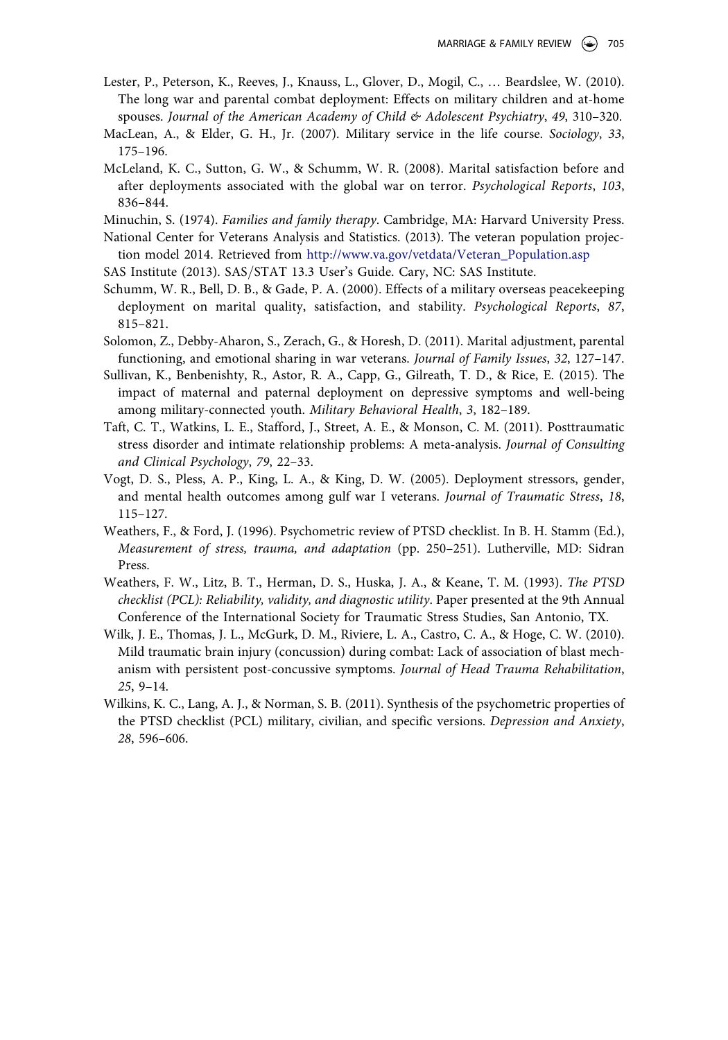Lester, P., Peterson, K., Reeves, J., Knauss, L., Glover, D., Mogil, C., … Beardslee, W. (2010). The long war and parental combat deployment: Effects on military children and at-home spouses. *Journal of the American Academy of Child & Adolescent Psychiatry*, *49*, 310–320.

MacLean, A., & Elder, G. H., Jr. (2007). Military service in the life course. *Sociology*, *33*, 175–196.

McLeland, K. C., Sutton, G. W., & Schumm, W. R. (2008). Marital satisfaction before and after deployments associated with the global war on terror. *Psychological Reports*, *103*, 836–844.

Minuchin, S. (1974). *Families and family therapy*. Cambridge, MA: Harvard University Press.

National Center for Veterans Analysis and Statistics. (2013). The veteran population projection model 2014. Retrieved from http://www.va.gov/vetdata/Veteran_Population.asp

SAS Institute (2013). SAS/STAT 13.3 User's Guide. Cary, NC: SAS Institute.

Schumm, W. R., Bell, D. B., & Gade, P. A. (2000). Effects of a military overseas peacekeeping deployment on marital quality, satisfaction, and stability. *Psychological Reports*, *87*, 815–821.

Solomon, Z., Debby-Aharon, S., Zerach, G., & Horesh, D. (2011). Marital adjustment, parental functioning, and emotional sharing in war veterans. *Journal of Family Issues*, *32*, 127–147.

Sullivan, K., Benbenishty, R., Astor, R. A., Capp, G., Gilreath, T. D., & Rice, E. (2015). The impact of maternal and paternal deployment on depressive symptoms and well-being among military-connected youth. *Military Behavioral Health*, *3*, 182–189.

Taft, C. T., Watkins, L. E., Stafford, J., Street, A. E., & Monson, C. M. (2011). Posttraumatic stress disorder and intimate relationship problems: A meta-analysis. *Journal of Consulting and Clinical Psychology*, *79*, 22–33.

Vogt, D. S., Pless, A. P., King, L. A., & King, D. W. (2005). Deployment stressors, gender, and mental health outcomes among gulf war I veterans. *Journal of Traumatic Stress*, *18*, 115–127.

Weathers, F., & Ford, J. (1996). Psychometric review of PTSD checklist. In B. H. Stamm (Ed.), *Measurement of stress, trauma, and adaptation* (pp. 250–251). Lutherville, MD: Sidran Press.

Weathers, F. W., Litz, B. T., Herman, D. S., Huska, J. A., & Keane, T. M. (1993). *The PTSD checklist (PCL): Reliability, validity, and diagnostic utility*. Paper presented at the 9th Annual Conference of the International Society for Traumatic Stress Studies, San Antonio, TX.

Wilk, J. E., Thomas, J. L., McGurk, D. M., Riviere, L. A., Castro, C. A., & Hoge, C. W. (2010). Mild traumatic brain injury (concussion) during combat: Lack of association of blast mechanism with persistent post-concussive symptoms. *Journal of Head Trauma Rehabilitation*, *25*, 9–14.

Wilkins, K. C., Lang, A. J., & Norman, S. B. (2011). Synthesis of the psychometric properties of the PTSD checklist (PCL) military, civilian, and specific versions. *Depression and Anxiety*, *28*, 596–606.